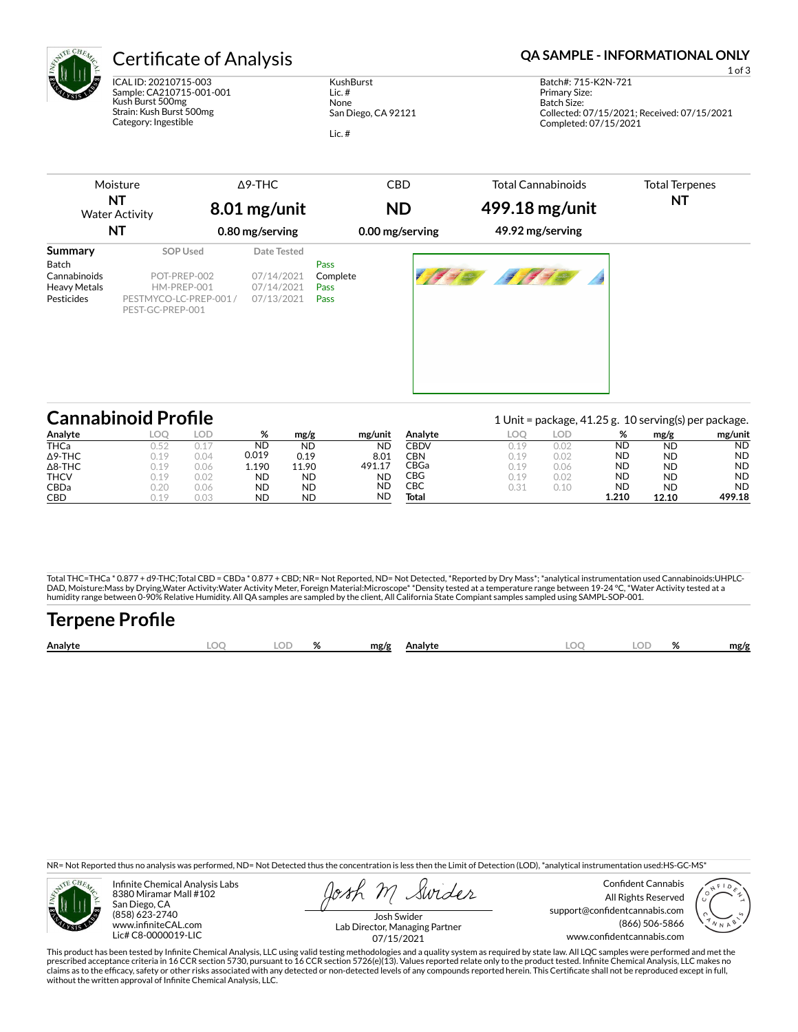# Certificate of Analysis

**QA SAMPLE - INFORMATIONAL ONLY**

ICAL ID: 20210715-003
Sample: CA210715-001-001
Kush Burst 500mg
Strain: Kush Burst 500mg
Category: Ingestible

KushBurst
Lic. #
None
San Diego, CA 92121

Lic. #

Batch#: 715-K2N-721
Primary Size:
Batch Size:
Collected: 07/15/2021; Received: 07/15/2021
Completed: 07/15/2021

| Moisture | Δ9-THC | CBD | Total Cannabinoids | Total Terpenes |
|---|---|---|---|---|
| **NT** | **8.01 mg/unit** | **ND** | **499.18 mg/unit** | **NT** |
| Water Activity **NT** | **0.80 mg/serving** | **0.00 mg/serving** | **49.92 mg/serving** | |

## Summary

| | SOP Used | Date Tested | |
|---|---|---|---|
| Batch | | | Pass |
| Cannabinoids | POT-PREP-002 | 07/14/2021 | Complete |
| Heavy Metals | HM-PREP-001 | 07/14/2021 | Pass |
| Pesticides | PESTMYCO-LC-PREP-001 / PEST-GC-PREP-001 | 07/13/2021 | Pass |

## Cannabinoid Profile

1 Unit = package, 41.25 g. 10 serving(s) per package.

| Analyte | LOQ | LOD | % | mg/g | mg/unit |
|---|---|---|---|---|---|
| THCa | 0.52 | 0.17 | ND | ND | ND |
| Δ9-THC | 0.19 | 0.04 | 0.019 | 0.19 | 8.01 |
| Δ8-THC | 0.19 | 0.06 | 1.190 | 11.90 | 491.17 |
| THCV | 0.19 | 0.02 | ND | ND | ND |
| CBDa | 0.20 | 0.06 | ND | ND | ND |
| CBD | 0.19 | 0.03 | ND | ND | ND |
| CBDV | 0.19 | 0.02 | ND | ND | ND |
| CBN | 0.19 | 0.02 | ND | ND | ND |
| CBGa | 0.19 | 0.06 | ND | ND | ND |
| CBG | 0.19 | 0.02 | ND | ND | ND |
| CBC | 0.31 | 0.10 | ND | ND | ND |
| **Total** | | | **1.210** | **12.10** | **499.18** |

Total THC=THCa * 0.877 + d9-THC;Total CBD = CBDa * 0.877 + CBD; NR= Not Reported, ND= Not Detected, *Reported by Dry Mass*; *analytical instrumentation used Cannabinoids:UHPLC-DAD, Moisture:Mass by Drying,Water Activity:Water Activity Meter, Foreign Material:Microscope* *Density tested at a temperature range between 19-24 °C, *Water Activity tested at a humidity range between 0-90% Relative Humidity. All QA samples are sampled by the client, All California State Compiant samples sampled using SAMPL-SOP-001.

## Terpene Profile

| Analyte | LOQ | LOD | % | mg/g | Analyte | LOQ | LOD | % | mg/g |
|---|---|---|---|---|---|---|---|---|---|

NR= Not Reported thus no analysis was performed, ND= Not Detected thus the concentration is less then the Limit of Detection (LOD), *analytical instrumentation used:HS-GC-MS*

Infinite Chemical Analysis Labs
8380 Miramar Mall #102
San Diego, CA
(858) 623-2740
www.infiniteCAL.com
Lic# C8-0000019-LIC

Josh Swider
Lab Director, Managing Partner
07/15/2021

Confident Cannabis
All Rights Reserved
support@confidentcannabis.com
(866) 506-5866
www.confidentcannabis.com

This product has been tested by Infinite Chemical Analysis, LLC using valid testing methodologies and a quality system as required by state law. All LQC samples were performed and met the prescribed acceptance criteria in 16 CCR section 5730, pursuant to 16 CCR section 5726(e)(13). Values reported relate only to the product tested. Infinite Chemical Analysis, LLC makes no claims as to the efficacy, safety or other risks associated with any detected or non-detected levels of any compounds reported herein. This Certificate shall not be reproduced except in full, without the written approval of Infinite Chemical Analysis, LLC.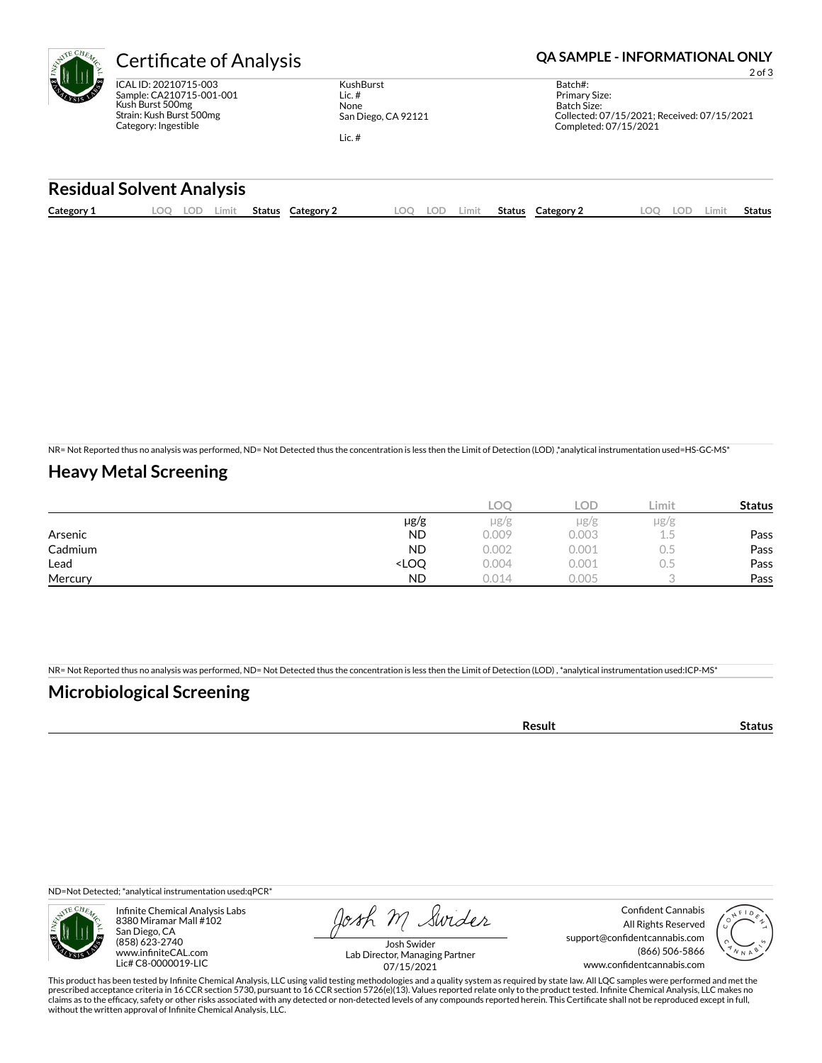# Certificate of Analysis

**QA SAMPLE - INFORMATIONAL ONLY**

ICAL ID: 20210715-003
Sample: CA210715-001-001
Kush Burst 500mg
Strain: Kush Burst 500mg
Category: Ingestible

KushBurst
Lic. #
None
San Diego, CA 92121

Lic. #

Batch#:
Primary Size:
Batch Size:
Collected: 07/15/2021; Received: 07/15/2021
Completed: 07/15/2021

## Residual Solvent Analysis

| Category 1 | LOQ | LOD | Limit | Status | Category 2 | LOQ | LOD | Limit | Status | Category 2 | LOQ | LOD | Limit | Status |
|---|---|---|---|---|---|---|---|---|---|---|---|---|---|---|

NR= Not Reported thus no analysis was performed, ND= Not Detected thus the concentration is less then the Limit of Detection (LOD) ,*analytical instrumentation used=HS-GC-MS*

## Heavy Metal Screening

| | | LOQ | LOD | Limit | Status |
|---|---|---|---|---|---|
| | µg/g | µg/g | µg/g | µg/g | |
| Arsenic | ND | 0.009 | 0.003 | 1.5 | Pass |
| Cadmium | ND | 0.002 | 0.001 | 0.5 | Pass |
| Lead | <LOQ | 0.004 | 0.001 | 0.5 | Pass |
| Mercury | ND | 0.014 | 0.005 | 3 | Pass |

NR= Not Reported thus no analysis was performed, ND= Not Detected thus the concentration is less then the Limit of Detection (LOD) , *analytical instrumentation used:ICP-MS*

## Microbiological Screening

| | Result | Status |
|---|---|---|

ND=Not Detected; *analytical instrumentation used:qPCR*

Infinite Chemical Analysis Labs
8380 Miramar Mall #102
San Diego, CA
(858) 623-2740
www.infiniteCAL.com
Lic# C8-0000019-LIC

Josh Swider
Lab Director, Managing Partner
07/15/2021

Confident Cannabis
All Rights Reserved
support@confidentcannabis.com
(866) 506-5866
www.confidentcannabis.com

This product has been tested by Infinite Chemical Analysis, LLC using valid testing methodologies and a quality system as required by state law. All LQC samples were performed and met the prescribed acceptance criteria in 16 CCR section 5730, pursuant to 16 CCR section 5726(e)(13). Values reported relate only to the product tested. Infinite Chemical Analysis, LLC makes no claims as to the efficacy, safety or other risks associated with any detected or non-detected levels of any compounds reported herein. This Certificate shall not be reproduced except in full, without the written approval of Infinite Chemical Analysis, LLC.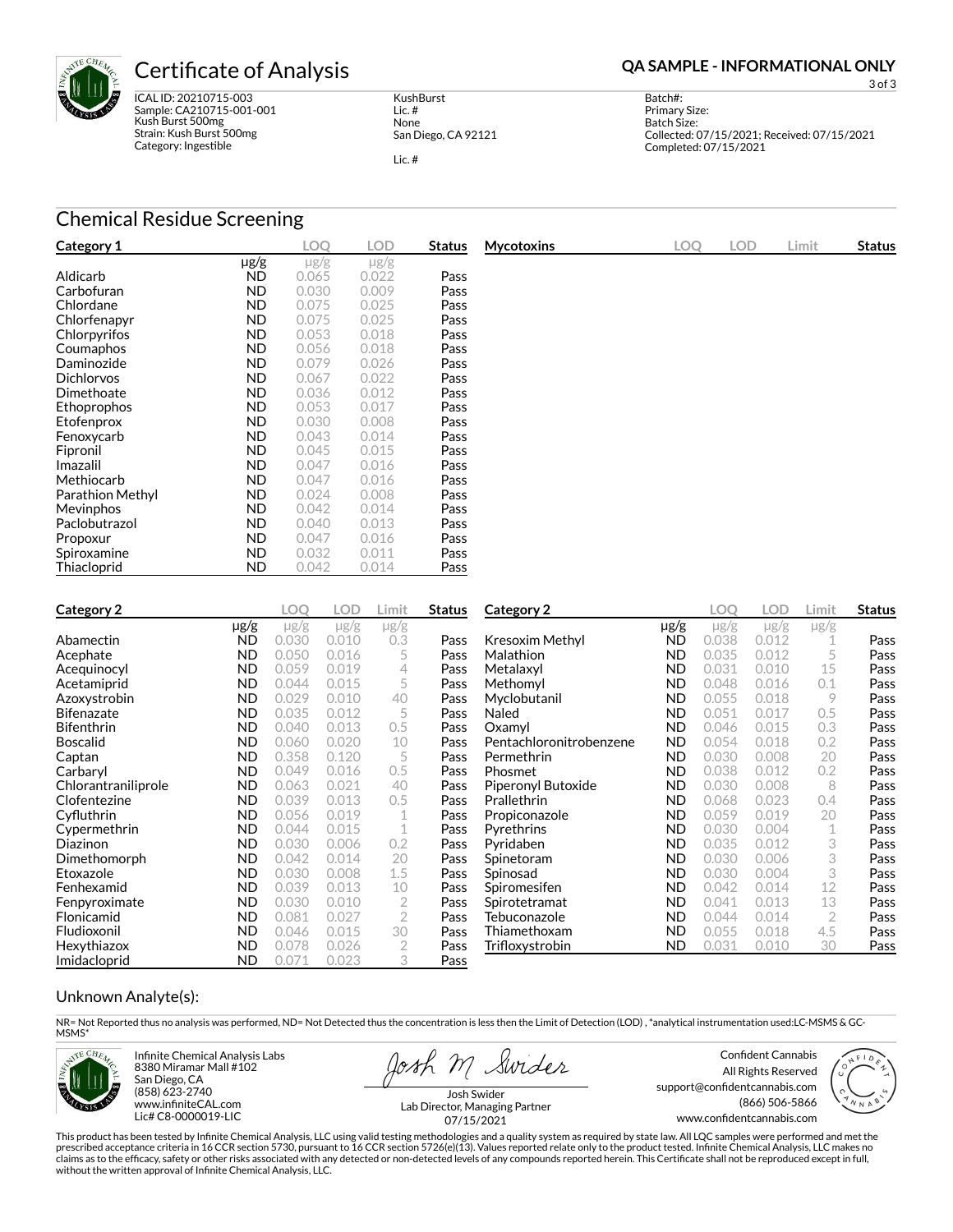# Certificate of Analysis

**QA SAMPLE - INFORMATIONAL ONLY**

ICAL ID: 20210715-003
Sample: CA210715-001-001
Kush Burst 500mg
Strain: Kush Burst 500mg
Category: Ingestible

KushBurst
Lic. #
None
San Diego, CA 92121

Lic. #

Batch#:
Primary Size:
Batch Size:
Collected: 07/15/2021; Received: 07/15/2021
Completed: 07/15/2021

## Chemical Residue Screening

| Category 1 | | LOQ | LOD | Status |
|---|---|---|---|---|
| | μg/g | μg/g | μg/g | |
| Aldicarb | ND | 0.065 | 0.022 | Pass |
| Carbofuran | ND | 0.030 | 0.009 | Pass |
| Chlordane | ND | 0.075 | 0.025 | Pass |
| Chlorfenapyr | ND | 0.075 | 0.025 | Pass |
| Chlorpyrifos | ND | 0.053 | 0.018 | Pass |
| Coumaphos | ND | 0.056 | 0.018 | Pass |
| Daminozide | ND | 0.079 | 0.026 | Pass |
| Dichlorvos | ND | 0.067 | 0.022 | Pass |
| Dimethoate | ND | 0.036 | 0.012 | Pass |
| Ethoprophos | ND | 0.053 | 0.017 | Pass |
| Etofenprox | ND | 0.030 | 0.008 | Pass |
| Fenoxycarb | ND | 0.043 | 0.014 | Pass |
| Fipronil | ND | 0.045 | 0.015 | Pass |
| Imazalil | ND | 0.047 | 0.016 | Pass |
| Methiocarb | ND | 0.047 | 0.016 | Pass |
| Parathion Methyl | ND | 0.024 | 0.008 | Pass |
| Mevinphos | ND | 0.042 | 0.014 | Pass |
| Paclobutrazol | ND | 0.040 | 0.013 | Pass |
| Propoxur | ND | 0.047 | 0.016 | Pass |
| Spiroxamine | ND | 0.032 | 0.011 | Pass |
| Thiacloprid | ND | 0.042 | 0.014 | Pass |

| Mycotoxins | LOQ | LOD | Limit | Status |
|---|---|---|---|---|

| Category 2 | | LOQ | LOD | Limit | Status |
|---|---|---|---|---|---|
| | μg/g | μg/g | μg/g | μg/g | |
| Abamectin | ND | 0.030 | 0.010 | 0.3 | Pass |
| Acephate | ND | 0.050 | 0.016 | 5 | Pass |
| Acequinocyl | ND | 0.059 | 0.019 | 4 | Pass |
| Acetamiprid | ND | 0.044 | 0.015 | 5 | Pass |
| Azoxystrobin | ND | 0.029 | 0.010 | 40 | Pass |
| Bifenazate | ND | 0.035 | 0.012 | 5 | Pass |
| Bifenthrin | ND | 0.040 | 0.013 | 0.5 | Pass |
| Boscalid | ND | 0.060 | 0.020 | 10 | Pass |
| Captan | ND | 0.358 | 0.120 | 5 | Pass |
| Carbaryl | ND | 0.049 | 0.016 | 0.5 | Pass |
| Chlorantraniliprole | ND | 0.063 | 0.021 | 40 | Pass |
| Clofentezine | ND | 0.039 | 0.013 | 0.5 | Pass |
| Cyfluthrin | ND | 0.056 | 0.019 | 1 | Pass |
| Cypermethrin | ND | 0.044 | 0.015 | 1 | Pass |
| Diazinon | ND | 0.030 | 0.006 | 0.2 | Pass |
| Dimethomorph | ND | 0.042 | 0.014 | 20 | Pass |
| Etoxazole | ND | 0.030 | 0.008 | 1.5 | Pass |
| Fenhexamid | ND | 0.039 | 0.013 | 10 | Pass |
| Fenpyroximate | ND | 0.030 | 0.010 | 2 | Pass |
| Flonicamid | ND | 0.081 | 0.027 | 2 | Pass |
| Fludioxonil | ND | 0.046 | 0.015 | 30 | Pass |
| Hexythiazox | ND | 0.078 | 0.026 | 2 | Pass |
| Imidacloprid | ND | 0.071 | 0.023 | 3 | Pass |
| Kresoxim Methyl | ND | 0.038 | 0.012 | 1 | Pass |
| Malathion | ND | 0.035 | 0.012 | 5 | Pass |
| Metalaxyl | ND | 0.031 | 0.010 | 15 | Pass |
| Methomyl | ND | 0.048 | 0.016 | 0.1 | Pass |
| Myclobutanil | ND | 0.055 | 0.018 | 9 | Pass |
| Naled | ND | 0.051 | 0.017 | 0.5 | Pass |
| Oxamyl | ND | 0.046 | 0.015 | 0.3 | Pass |
| Pentachloronitrobenzene | ND | 0.054 | 0.018 | 0.2 | Pass |
| Permethrin | ND | 0.030 | 0.008 | 20 | Pass |
| Phosmet | ND | 0.038 | 0.012 | 0.2 | Pass |
| Piperonyl Butoxide | ND | 0.030 | 0.008 | 8 | Pass |
| Prallethrin | ND | 0.068 | 0.023 | 0.4 | Pass |
| Propiconazole | ND | 0.059 | 0.019 | 20 | Pass |
| Pyrethrins | ND | 0.030 | 0.004 | 1 | Pass |
| Pyridaben | ND | 0.035 | 0.012 | 3 | Pass |
| Spinetoram | ND | 0.030 | 0.006 | 3 | Pass |
| Spinosad | ND | 0.030 | 0.004 | 3 | Pass |
| Spiromesifen | ND | 0.042 | 0.014 | 12 | Pass |
| Spirotetramat | ND | 0.041 | 0.013 | 13 | Pass |
| Tebuconazole | ND | 0.044 | 0.014 | 2 | Pass |
| Thiamethoxam | ND | 0.055 | 0.018 | 4.5 | Pass |
| Trifloxystrobin | ND | 0.031 | 0.010 | 30 | Pass |

## Unknown Analyte(s):

NR= Not Reported thus no analysis was performed, ND= Not Detected thus the concentration is less then the Limit of Detection (LOD) , *analytical instrumentation used:LC-MSMS & GC-MSMS*

Infinite Chemical Analysis Labs
8380 Miramar Mall #102
San Diego, CA
(858) 623-2740
www.infiniteCAL.com
Lic# C8-0000019-LIC

Josh Swider
Lab Director, Managing Partner
07/15/2021

Confident Cannabis
All Rights Reserved
support@confidentcannabis.com
(866) 506-5866
www.confidentcannabis.com

This product has been tested by Infinite Chemical Analysis, LLC using valid testing methodologies and a quality system as required by state law. All LQC samples were performed and met the prescribed acceptance criteria in 16 CCR section 5730, pursuant to 16 CCR section 5726(e)(13). Values reported relate only to the product tested. Infinite Chemical Analysis, LLC makes no claims as to the efficacy, safety or other risks associated with any detected or non-detected levels of any compounds reported herein. This Certificate shall not be reproduced except in full, without the written approval of Infinite Chemical Analysis, LLC.